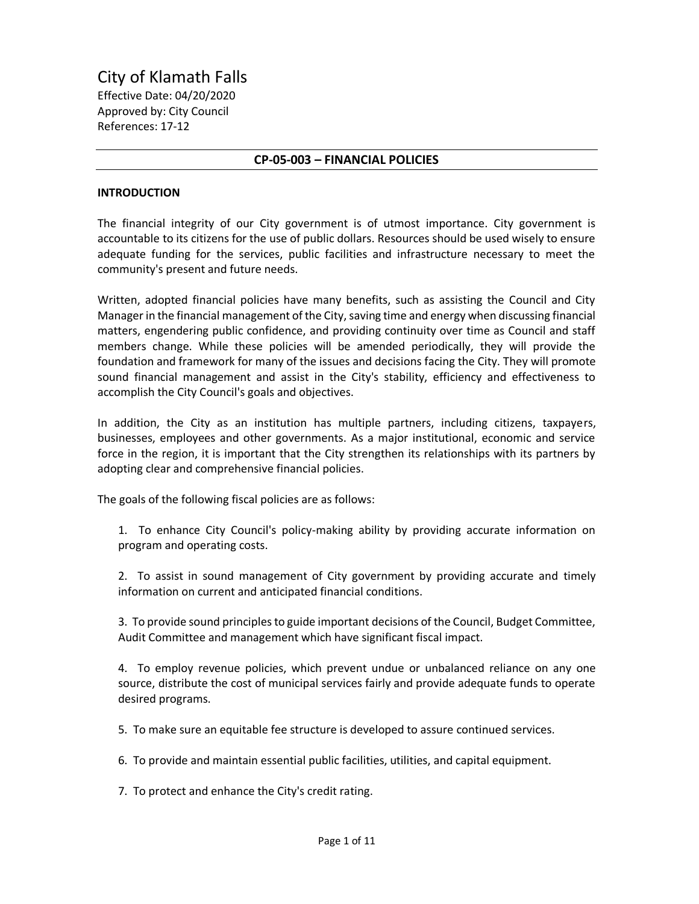# City of Klamath Falls

Effective Date: 04/20/2020
Approved by: City Council
References: 17-12

---

## CP-05-003 – FINANCIAL POLICIES

---

### INTRODUCTION

The financial integrity of our City government is of utmost importance. City government is accountable to its citizens for the use of public dollars. Resources should be used wisely to ensure adequate funding for the services, public facilities and infrastructure necessary to meet the community's present and future needs.

Written, adopted financial policies have many benefits, such as assisting the Council and City Manager in the financial management of the City, saving time and energy when discussing financial matters, engendering public confidence, and providing continuity over time as Council and staff members change. While these policies will be amended periodically, they will provide the foundation and framework for many of the issues and decisions facing the City. They will promote sound financial management and assist in the City's stability, efficiency and effectiveness to accomplish the City Council's goals and objectives.

In addition, the City as an institution has multiple partners, including citizens, taxpayers, businesses, employees and other governments. As a major institutional, economic and service force in the region, it is important that the City strengthen its relationships with its partners by adopting clear and comprehensive financial policies.

The goals of the following fiscal policies are as follows:

1. To enhance City Council's policy-making ability by providing accurate information on program and operating costs.

2. To assist in sound management of City government by providing accurate and timely information on current and anticipated financial conditions.

3. To provide sound principles to guide important decisions of the Council, Budget Committee, Audit Committee and management which have significant fiscal impact.

4. To employ revenue policies, which prevent undue or unbalanced reliance on any one source, distribute the cost of municipal services fairly and provide adequate funds to operate desired programs.

5. To make sure an equitable fee structure is developed to assure continued services.

6. To provide and maintain essential public facilities, utilities, and capital equipment.

7. To protect and enhance the City's credit rating.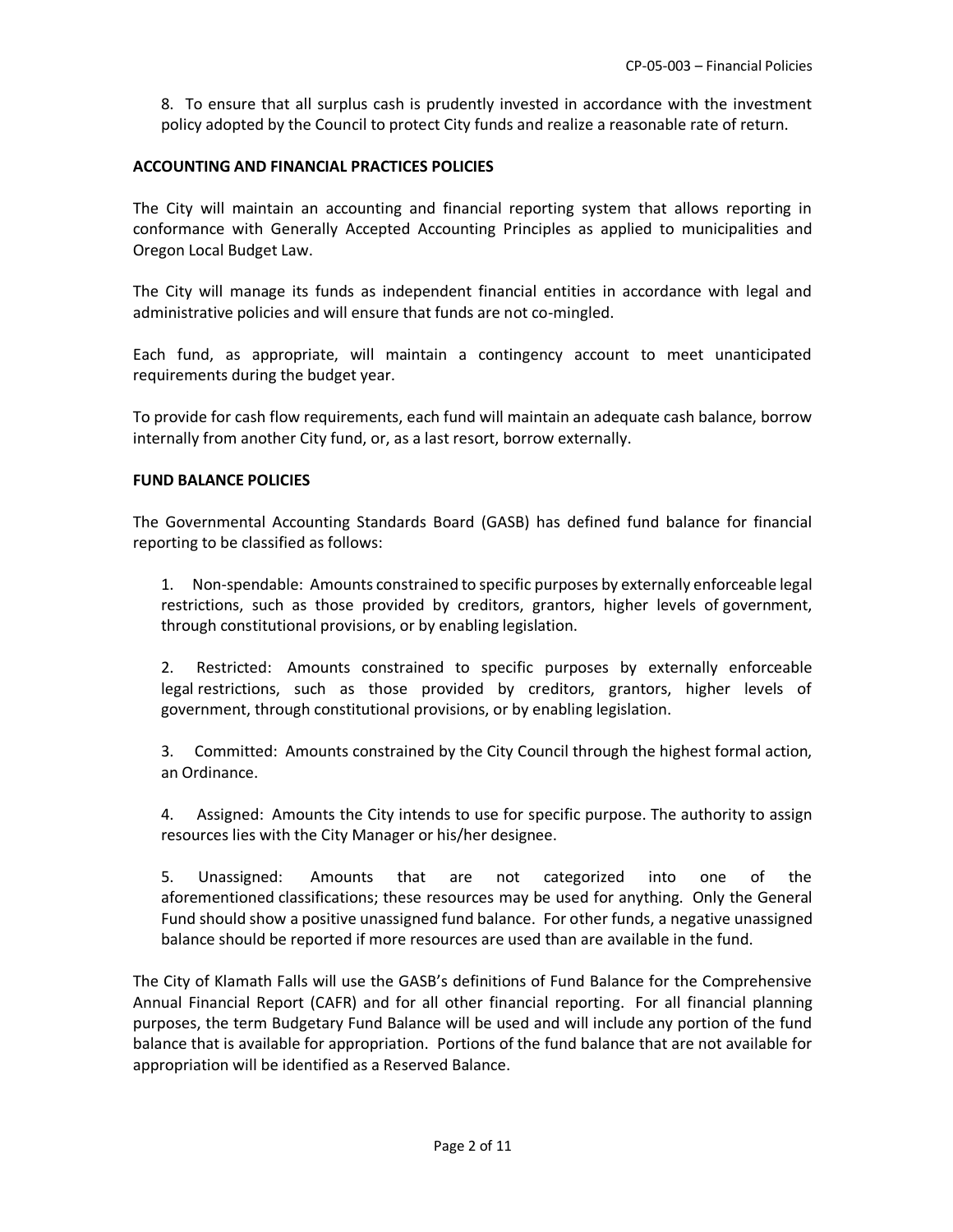8. To ensure that all surplus cash is prudently invested in accordance with the investment policy adopted by the Council to protect City funds and realize a reasonable rate of return.

**ACCOUNTING AND FINANCIAL PRACTICES POLICIES**

The City will maintain an accounting and financial reporting system that allows reporting in conformance with Generally Accepted Accounting Principles as applied to municipalities and Oregon Local Budget Law.

The City will manage its funds as independent financial entities in accordance with legal and administrative policies and will ensure that funds are not co-mingled.

Each fund, as appropriate, will maintain a contingency account to meet unanticipated requirements during the budget year.

To provide for cash flow requirements, each fund will maintain an adequate cash balance, borrow internally from another City fund, or, as a last resort, borrow externally.

**FUND BALANCE POLICIES**

The Governmental Accounting Standards Board (GASB) has defined fund balance for financial reporting to be classified as follows:

1. Non-spendable: Amounts constrained to specific purposes by externally enforceable legal restrictions, such as those provided by creditors, grantors, higher levels of government, through constitutional provisions, or by enabling legislation.

2. Restricted: Amounts constrained to specific purposes by externally enforceable legal restrictions, such as those provided by creditors, grantors, higher levels of government, through constitutional provisions, or by enabling legislation.

3. Committed: Amounts constrained by the City Council through the highest formal action, an Ordinance.

4. Assigned: Amounts the City intends to use for specific purpose. The authority to assign resources lies with the City Manager or his/her designee.

5. Unassigned: Amounts that are not categorized into one of the aforementioned classifications; these resources may be used for anything. Only the General Fund should show a positive unassigned fund balance. For other funds, a negative unassigned balance should be reported if more resources are used than are available in the fund.

The City of Klamath Falls will use the GASB's definitions of Fund Balance for the Comprehensive Annual Financial Report (CAFR) and for all other financial reporting. For all financial planning purposes, the term Budgetary Fund Balance will be used and will include any portion of the fund balance that is available for appropriation. Portions of the fund balance that are not available for appropriation will be identified as a Reserved Balance.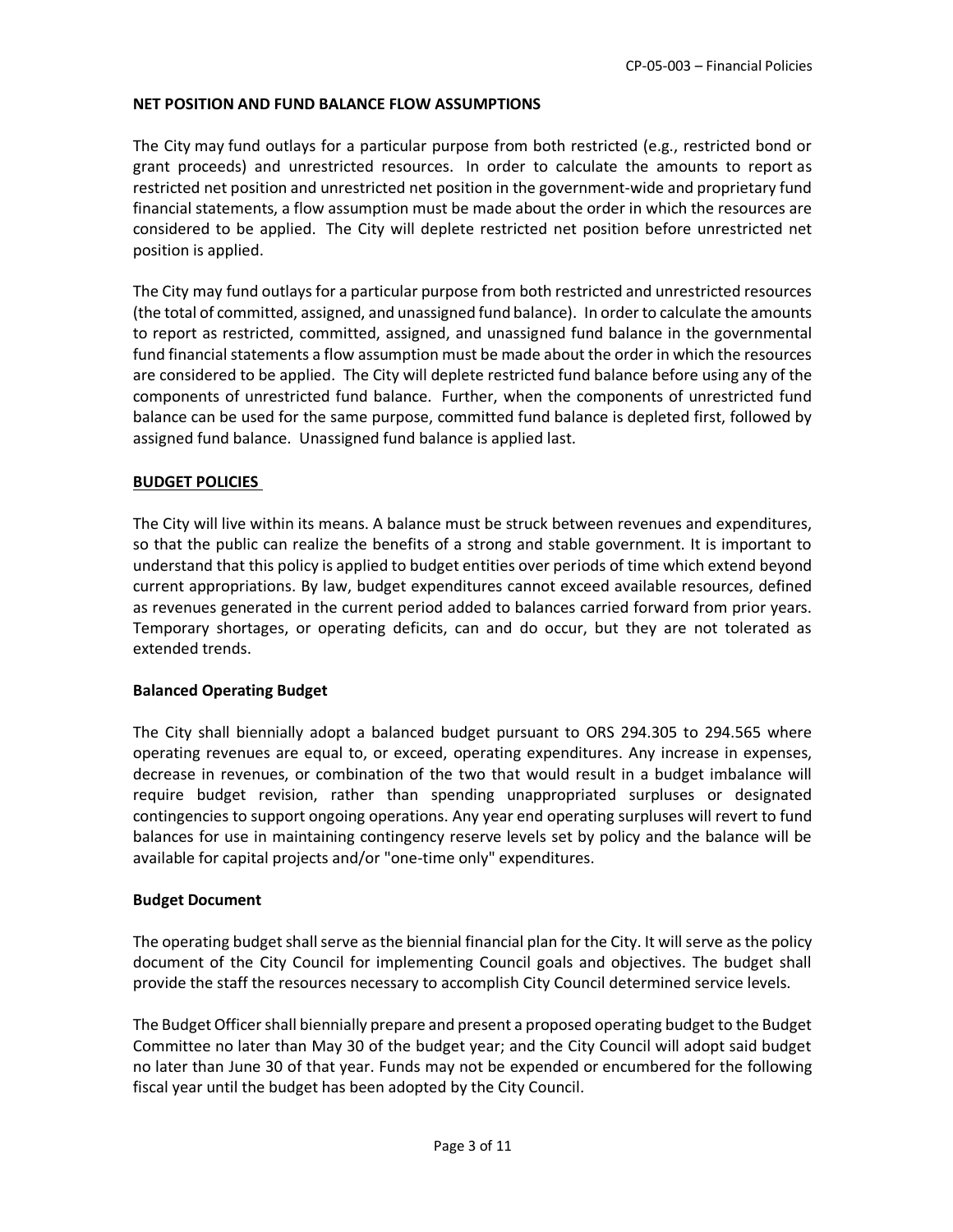## NET POSITION AND FUND BALANCE FLOW ASSUMPTIONS

The City may fund outlays for a particular purpose from both restricted (e.g., restricted bond or grant proceeds) and unrestricted resources. In order to calculate the amounts to report as restricted net position and unrestricted net position in the government-wide and proprietary fund financial statements, a flow assumption must be made about the order in which the resources are considered to be applied. The City will deplete restricted net position before unrestricted net position is applied.

The City may fund outlays for a particular purpose from both restricted and unrestricted resources (the total of committed, assigned, and unassigned fund balance). In order to calculate the amounts to report as restricted, committed, assigned, and unassigned fund balance in the governmental fund financial statements a flow assumption must be made about the order in which the resources are considered to be applied. The City will deplete restricted fund balance before using any of the components of unrestricted fund balance. Further, when the components of unrestricted fund balance can be used for the same purpose, committed fund balance is depleted first, followed by assigned fund balance. Unassigned fund balance is applied last.

## BUDGET POLICIES

The City will live within its means. A balance must be struck between revenues and expenditures, so that the public can realize the benefits of a strong and stable government. It is important to understand that this policy is applied to budget entities over periods of time which extend beyond current appropriations. By law, budget expenditures cannot exceed available resources, defined as revenues generated in the current period added to balances carried forward from prior years. Temporary shortages, or operating deficits, can and do occur, but they are not tolerated as extended trends.

### Balanced Operating Budget

The City shall biennially adopt a balanced budget pursuant to ORS 294.305 to 294.565 where operating revenues are equal to, or exceed, operating expenditures. Any increase in expenses, decrease in revenues, or combination of the two that would result in a budget imbalance will require budget revision, rather than spending unappropriated surpluses or designated contingencies to support ongoing operations. Any year end operating surpluses will revert to fund balances for use in maintaining contingency reserve levels set by policy and the balance will be available for capital projects and/or "one-time only" expenditures.

### Budget Document

The operating budget shall serve as the biennial financial plan for the City. It will serve as the policy document of the City Council for implementing Council goals and objectives. The budget shall provide the staff the resources necessary to accomplish City Council determined service levels.

The Budget Officer shall biennially prepare and present a proposed operating budget to the Budget Committee no later than May 30 of the budget year; and the City Council will adopt said budget no later than June 30 of that year. Funds may not be expended or encumbered for the following fiscal year until the budget has been adopted by the City Council.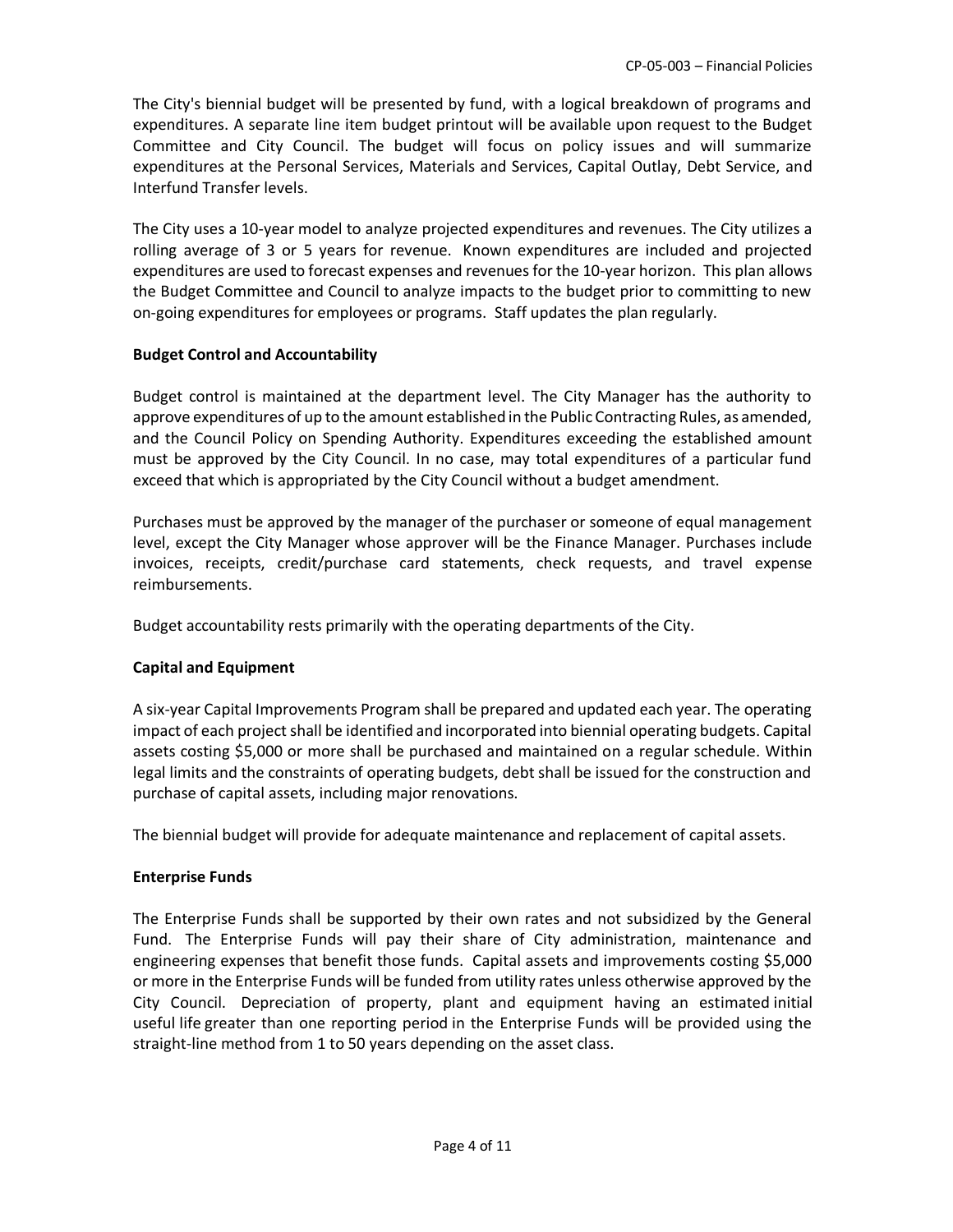The City's biennial budget will be presented by fund, with a logical breakdown of programs and expenditures. A separate line item budget printout will be available upon request to the Budget Committee and City Council. The budget will focus on policy issues and will summarize expenditures at the Personal Services, Materials and Services, Capital Outlay, Debt Service, and Interfund Transfer levels.

The City uses a 10-year model to analyze projected expenditures and revenues. The City utilizes a rolling average of 3 or 5 years for revenue. Known expenditures are included and projected expenditures are used to forecast expenses and revenues for the 10-year horizon. This plan allows the Budget Committee and Council to analyze impacts to the budget prior to committing to new on-going expenditures for employees or programs. Staff updates the plan regularly.

**Budget Control and Accountability**

Budget control is maintained at the department level. The City Manager has the authority to approve expenditures of up to the amount established in the Public Contracting Rules, as amended, and the Council Policy on Spending Authority. Expenditures exceeding the established amount must be approved by the City Council. In no case, may total expenditures of a particular fund exceed that which is appropriated by the City Council without a budget amendment.

Purchases must be approved by the manager of the purchaser or someone of equal management level, except the City Manager whose approver will be the Finance Manager. Purchases include invoices, receipts, credit/purchase card statements, check requests, and travel expense reimbursements.

Budget accountability rests primarily with the operating departments of the City.

**Capital and Equipment**

A six-year Capital Improvements Program shall be prepared and updated each year. The operating impact of each project shall be identified and incorporated into biennial operating budgets. Capital assets costing $5,000 or more shall be purchased and maintained on a regular schedule. Within legal limits and the constraints of operating budgets, debt shall be issued for the construction and purchase of capital assets, including major renovations.

The biennial budget will provide for adequate maintenance and replacement of capital assets.

**Enterprise Funds**

The Enterprise Funds shall be supported by their own rates and not subsidized by the General Fund. The Enterprise Funds will pay their share of City administration, maintenance and engineering expenses that benefit those funds. Capital assets and improvements costing $5,000 or more in the Enterprise Funds will be funded from utility rates unless otherwise approved by the City Council. Depreciation of property, plant and equipment having an estimated initial useful life greater than one reporting period in the Enterprise Funds will be provided using the straight-line method from 1 to 50 years depending on the asset class.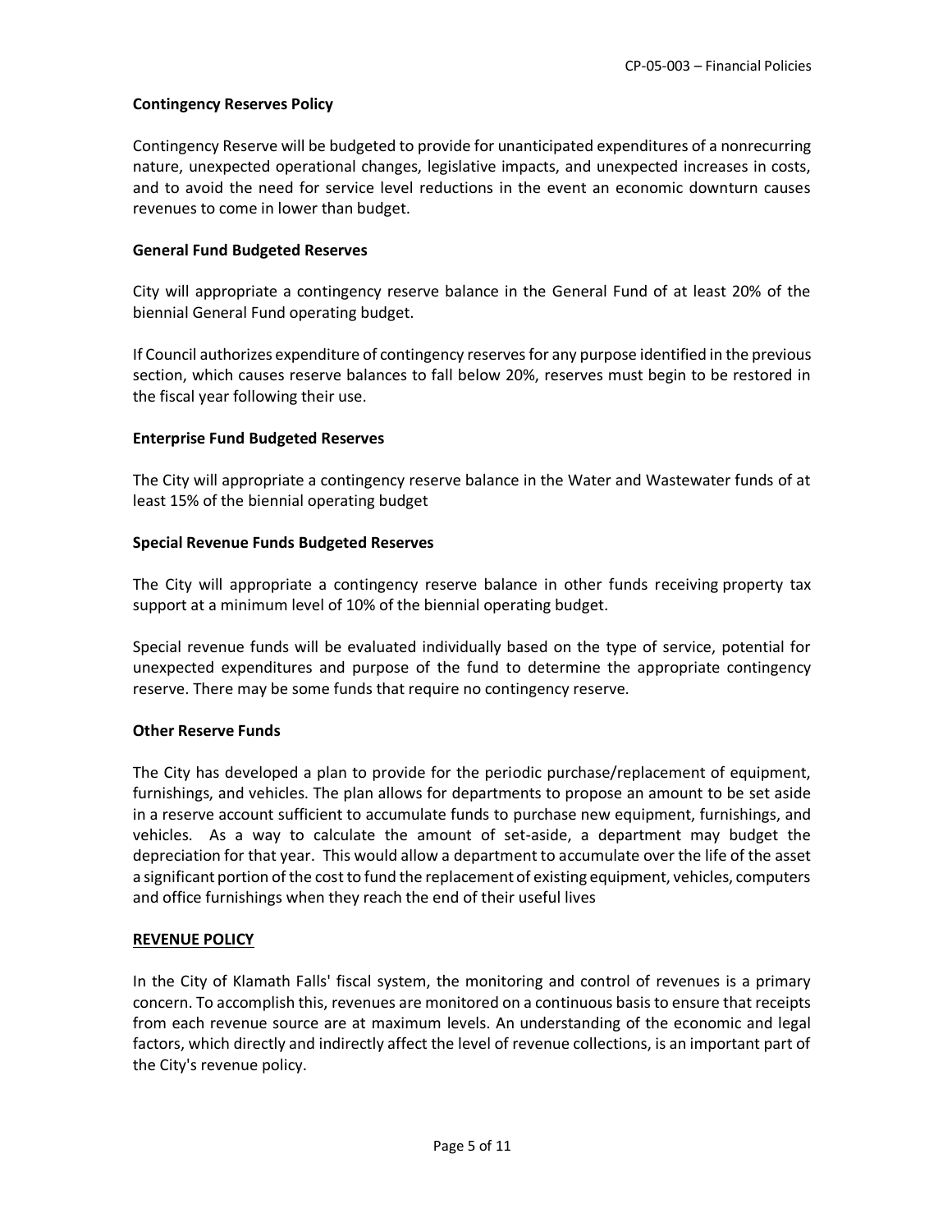**Contingency Reserves Policy**

Contingency Reserve will be budgeted to provide for unanticipated expenditures of a nonrecurring nature, unexpected operational changes, legislative impacts, and unexpected increases in costs, and to avoid the need for service level reductions in the event an economic downturn causes revenues to come in lower than budget.

**General Fund Budgeted Reserves**

City will appropriate a contingency reserve balance in the General Fund of at least 20% of the biennial General Fund operating budget.

If Council authorizes expenditure of contingency reserves for any purpose identified in the previous section, which causes reserve balances to fall below 20%, reserves must begin to be restored in the fiscal year following their use.

**Enterprise Fund Budgeted Reserves**

The City will appropriate a contingency reserve balance in the Water and Wastewater funds of at least 15% of the biennial operating budget

**Special Revenue Funds Budgeted Reserves**

The City will appropriate a contingency reserve balance in other funds receiving property tax support at a minimum level of 10% of the biennial operating budget.

Special revenue funds will be evaluated individually based on the type of service, potential for unexpected expenditures and purpose of the fund to determine the appropriate contingency reserve. There may be some funds that require no contingency reserve.

**Other Reserve Funds**

The City has developed a plan to provide for the periodic purchase/replacement of equipment, furnishings, and vehicles. The plan allows for departments to propose an amount to be set aside in a reserve account sufficient to accumulate funds to purchase new equipment, furnishings, and vehicles. As a way to calculate the amount of set-aside, a department may budget the depreciation for that year. This would allow a department to accumulate over the life of the asset a significant portion of the cost to fund the replacement of existing equipment, vehicles, computers and office furnishings when they reach the end of their useful lives

**REVENUE POLICY**

In the City of Klamath Falls' fiscal system, the monitoring and control of revenues is a primary concern. To accomplish this, revenues are monitored on a continuous basis to ensure that receipts from each revenue source are at maximum levels. An understanding of the economic and legal factors, which directly and indirectly affect the level of revenue collections, is an important part of the City's revenue policy.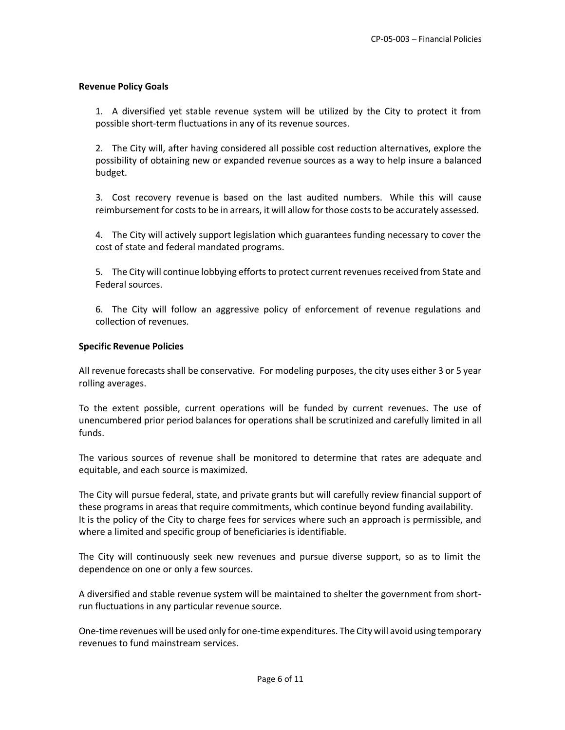**Revenue Policy Goals**

1. A diversified yet stable revenue system will be utilized by the City to protect it from possible short-term fluctuations in any of its revenue sources.

2. The City will, after having considered all possible cost reduction alternatives, explore the possibility of obtaining new or expanded revenue sources as a way to help insure a balanced budget.

3. Cost recovery revenue is based on the last audited numbers. While this will cause reimbursement for costs to be in arrears, it will allow for those costs to be accurately assessed.

4. The City will actively support legislation which guarantees funding necessary to cover the cost of state and federal mandated programs.

5. The City will continue lobbying efforts to protect current revenues received from State and Federal sources.

6. The City will follow an aggressive policy of enforcement of revenue regulations and collection of revenues.

**Specific Revenue Policies**

All revenue forecasts shall be conservative. For modeling purposes, the city uses either 3 or 5 year rolling averages.

To the extent possible, current operations will be funded by current revenues. The use of unencumbered prior period balances for operations shall be scrutinized and carefully limited in all funds.

The various sources of revenue shall be monitored to determine that rates are adequate and equitable, and each source is maximized.

The City will pursue federal, state, and private grants but will carefully review financial support of these programs in areas that require commitments, which continue beyond funding availability.
It is the policy of the City to charge fees for services where such an approach is permissible, and where a limited and specific group of beneficiaries is identifiable.

The City will continuously seek new revenues and pursue diverse support, so as to limit the dependence on one or only a few sources.

A diversified and stable revenue system will be maintained to shelter the government from short-run fluctuations in any particular revenue source.

One-time revenues will be used only for one-time expenditures. The City will avoid using temporary revenues to fund mainstream services.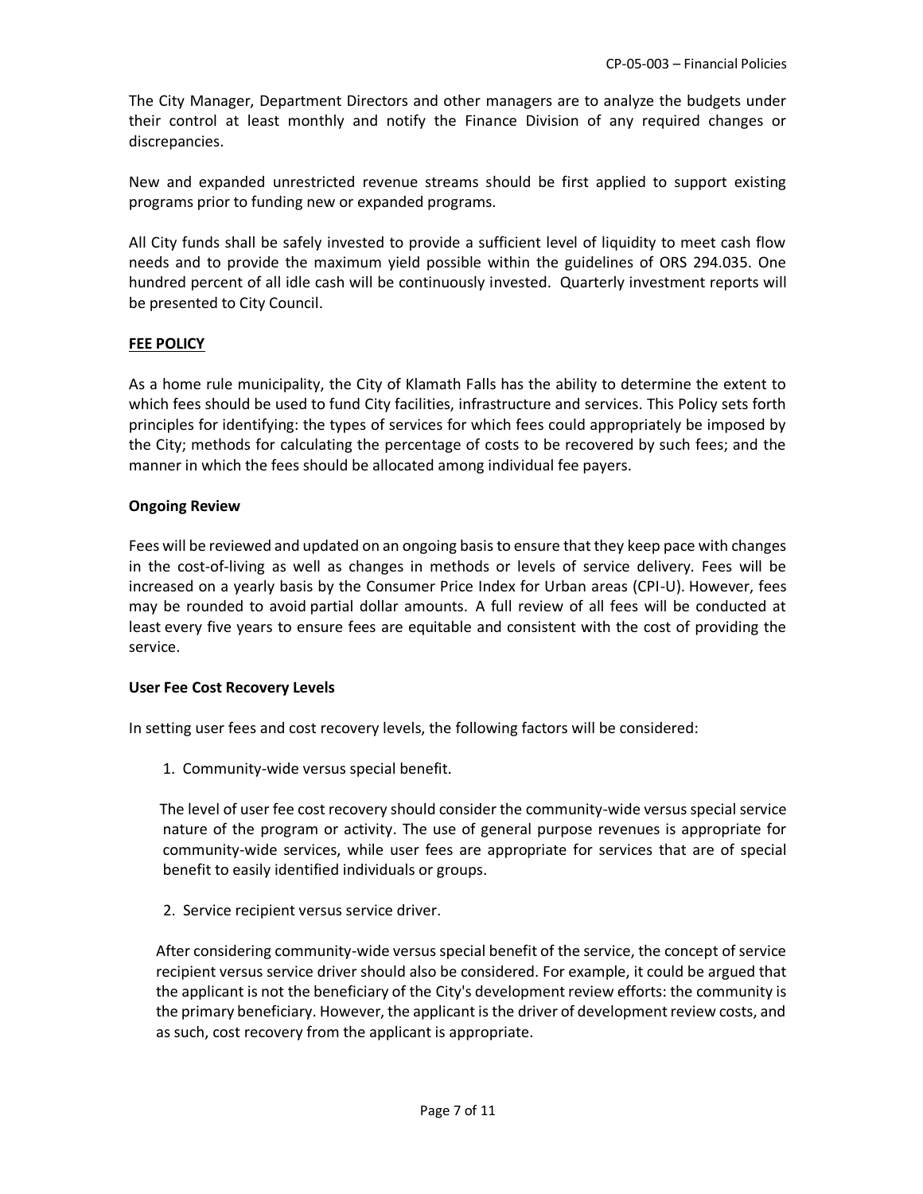The City Manager, Department Directors and other managers are to analyze the budgets under their control at least monthly and notify the Finance Division of any required changes or discrepancies.

New and expanded unrestricted revenue streams should be first applied to support existing programs prior to funding new or expanded programs.

All City funds shall be safely invested to provide a sufficient level of liquidity to meet cash flow needs and to provide the maximum yield possible within the guidelines of ORS 294.035. One hundred percent of all idle cash will be continuously invested. Quarterly investment reports will be presented to City Council.

## FEE POLICY

As a home rule municipality, the City of Klamath Falls has the ability to determine the extent to which fees should be used to fund City facilities, infrastructure and services. This Policy sets forth principles for identifying: the types of services for which fees could appropriately be imposed by the City; methods for calculating the percentage of costs to be recovered by such fees; and the manner in which the fees should be allocated among individual fee payers.

### Ongoing Review

Fees will be reviewed and updated on an ongoing basis to ensure that they keep pace with changes in the cost-of-living as well as changes in methods or levels of service delivery. Fees will be increased on a yearly basis by the Consumer Price Index for Urban areas (CPI-U). However, fees may be rounded to avoid partial dollar amounts. A full review of all fees will be conducted at least every five years to ensure fees are equitable and consistent with the cost of providing the service.

### User Fee Cost Recovery Levels

In setting user fees and cost recovery levels, the following factors will be considered:

1. Community-wide versus special benefit.

   The level of user fee cost recovery should consider the community-wide versus special service nature of the program or activity. The use of general purpose revenues is appropriate for community-wide services, while user fees are appropriate for services that are of special benefit to easily identified individuals or groups.

2. Service recipient versus service driver.

   After considering community-wide versus special benefit of the service, the concept of service recipient versus service driver should also be considered. For example, it could be argued that the applicant is not the beneficiary of the City's development review efforts: the community is the primary beneficiary. However, the applicant is the driver of development review costs, and as such, cost recovery from the applicant is appropriate.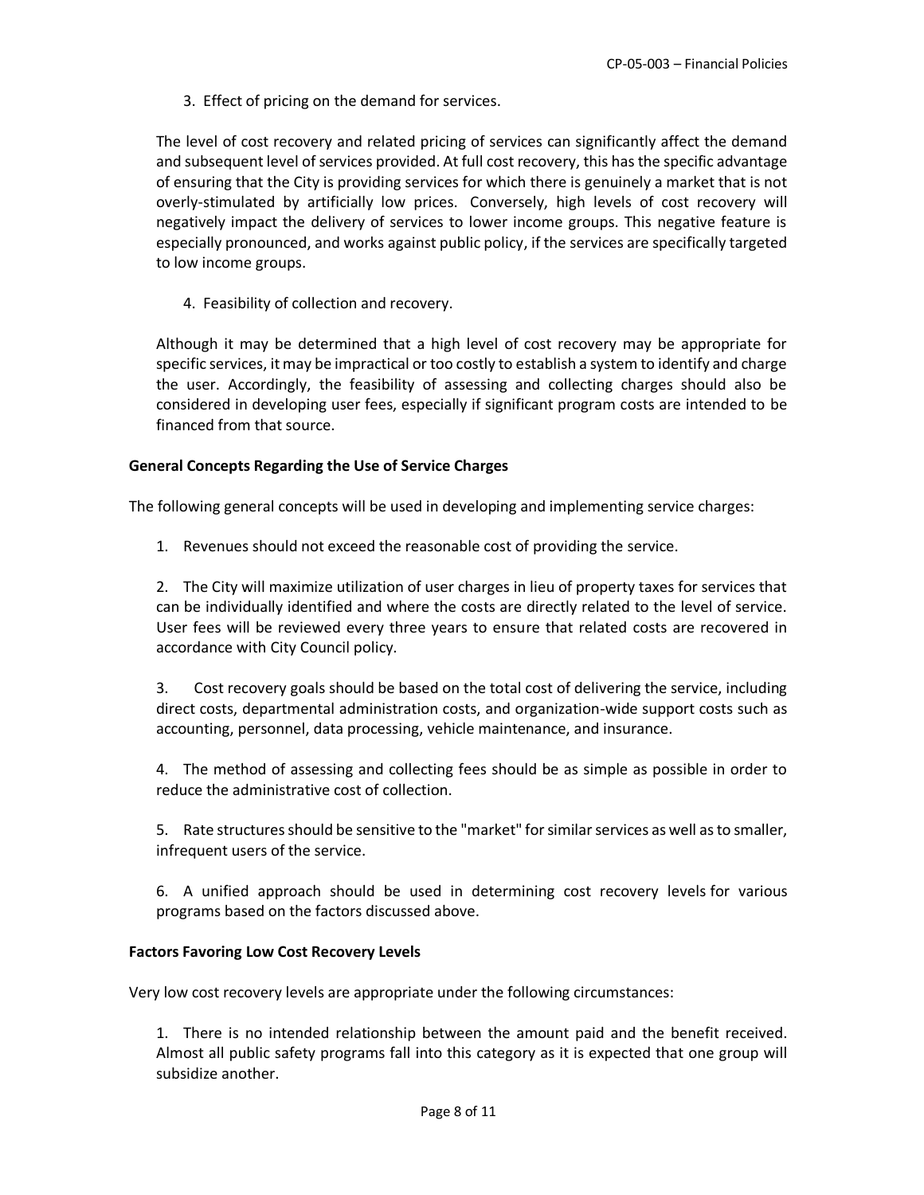3. Effect of pricing on the demand for services.

The level of cost recovery and related pricing of services can significantly affect the demand and subsequent level of services provided. At full cost recovery, this has the specific advantage of ensuring that the City is providing services for which there is genuinely a market that is not overly-stimulated by artificially low prices. Conversely, high levels of cost recovery will negatively impact the delivery of services to lower income groups. This negative feature is especially pronounced, and works against public policy, if the services are specifically targeted to low income groups.

4. Feasibility of collection and recovery.

Although it may be determined that a high level of cost recovery may be appropriate for specific services, it may be impractical or too costly to establish a system to identify and charge the user. Accordingly, the feasibility of assessing and collecting charges should also be considered in developing user fees, especially if significant program costs are intended to be financed from that source.

**General Concepts Regarding the Use of Service Charges**

The following general concepts will be used in developing and implementing service charges:

1. Revenues should not exceed the reasonable cost of providing the service.

2. The City will maximize utilization of user charges in lieu of property taxes for services that can be individually identified and where the costs are directly related to the level of service. User fees will be reviewed every three years to ensure that related costs are recovered in accordance with City Council policy.

3. Cost recovery goals should be based on the total cost of delivering the service, including direct costs, departmental administration costs, and organization-wide support costs such as accounting, personnel, data processing, vehicle maintenance, and insurance.

4. The method of assessing and collecting fees should be as simple as possible in order to reduce the administrative cost of collection.

5. Rate structures should be sensitive to the "market" for similar services as well as to smaller, infrequent users of the service.

6. A unified approach should be used in determining cost recovery levels for various programs based on the factors discussed above.

**Factors Favoring Low Cost Recovery Levels**

Very low cost recovery levels are appropriate under the following circumstances:

1. There is no intended relationship between the amount paid and the benefit received. Almost all public safety programs fall into this category as it is expected that one group will subsidize another.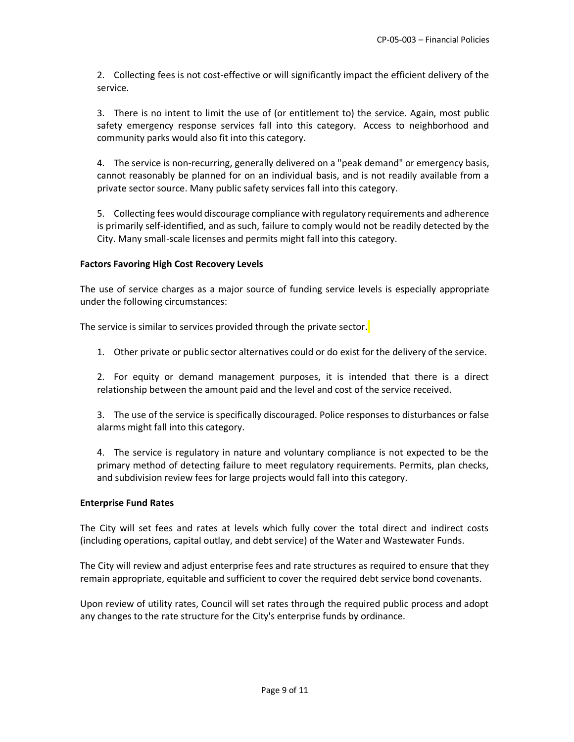2. Collecting fees is not cost-effective or will significantly impact the efficient delivery of the service.

3. There is no intent to limit the use of (or entitlement to) the service. Again, most public safety emergency response services fall into this category. Access to neighborhood and community parks would also fit into this category.

4. The service is non-recurring, generally delivered on a "peak demand" or emergency basis, cannot reasonably be planned for on an individual basis, and is not readily available from a private sector source. Many public safety services fall into this category.

5. Collecting fees would discourage compliance with regulatory requirements and adherence is primarily self-identified, and as such, failure to comply would not be readily detected by the City. Many small-scale licenses and permits might fall into this category.

**Factors Favoring High Cost Recovery Levels**

The use of service charges as a major source of funding service levels is especially appropriate under the following circumstances:

The service is similar to services provided through the private sector.

1. Other private or public sector alternatives could or do exist for the delivery of the service.

2. For equity or demand management purposes, it is intended that there is a direct relationship between the amount paid and the level and cost of the service received.

3. The use of the service is specifically discouraged. Police responses to disturbances or false alarms might fall into this category.

4. The service is regulatory in nature and voluntary compliance is not expected to be the primary method of detecting failure to meet regulatory requirements. Permits, plan checks, and subdivision review fees for large projects would fall into this category.

**Enterprise Fund Rates**

The City will set fees and rates at levels which fully cover the total direct and indirect costs (including operations, capital outlay, and debt service) of the Water and Wastewater Funds.

The City will review and adjust enterprise fees and rate structures as required to ensure that they remain appropriate, equitable and sufficient to cover the required debt service bond covenants.

Upon review of utility rates, Council will set rates through the required public process and adopt any changes to the rate structure for the City's enterprise funds by ordinance.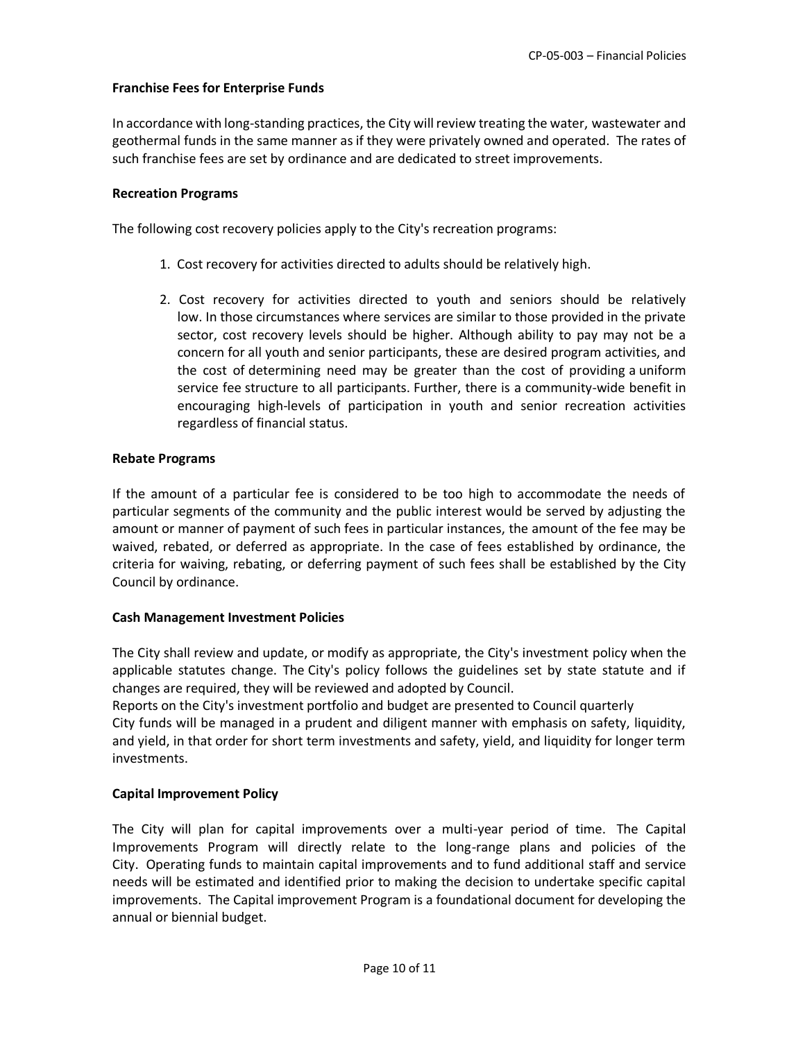**Franchise Fees for Enterprise Funds**

In accordance with long-standing practices, the City will review treating the water, wastewater and geothermal funds in the same manner as if they were privately owned and operated. The rates of such franchise fees are set by ordinance and are dedicated to street improvements.

**Recreation Programs**

The following cost recovery policies apply to the City's recreation programs:

1. Cost recovery for activities directed to adults should be relatively high.

2. Cost recovery for activities directed to youth and seniors should be relatively low. In those circumstances where services are similar to those provided in the private sector, cost recovery levels should be higher. Although ability to pay may not be a concern for all youth and senior participants, these are desired program activities, and the cost of determining need may be greater than the cost of providing a uniform service fee structure to all participants. Further, there is a community-wide benefit in encouraging high-levels of participation in youth and senior recreation activities regardless of financial status.

**Rebate Programs**

If the amount of a particular fee is considered to be too high to accommodate the needs of particular segments of the community and the public interest would be served by adjusting the amount or manner of payment of such fees in particular instances, the amount of the fee may be waived, rebated, or deferred as appropriate. In the case of fees established by ordinance, the criteria for waiving, rebating, or deferring payment of such fees shall be established by the City Council by ordinance.

**Cash Management Investment Policies**

The City shall review and update, or modify as appropriate, the City's investment policy when the applicable statutes change. The City's policy follows the guidelines set by state statute and if changes are required, they will be reviewed and adopted by Council.
Reports on the City's investment portfolio and budget are presented to Council quarterly
City funds will be managed in a prudent and diligent manner with emphasis on safety, liquidity, and yield, in that order for short term investments and safety, yield, and liquidity for longer term investments.

**Capital Improvement Policy**

The City will plan for capital improvements over a multi-year period of time. The Capital Improvements Program will directly relate to the long-range plans and policies of the City. Operating funds to maintain capital improvements and to fund additional staff and service needs will be estimated and identified prior to making the decision to undertake specific capital improvements. The Capital improvement Program is a foundational document for developing the annual or biennial budget.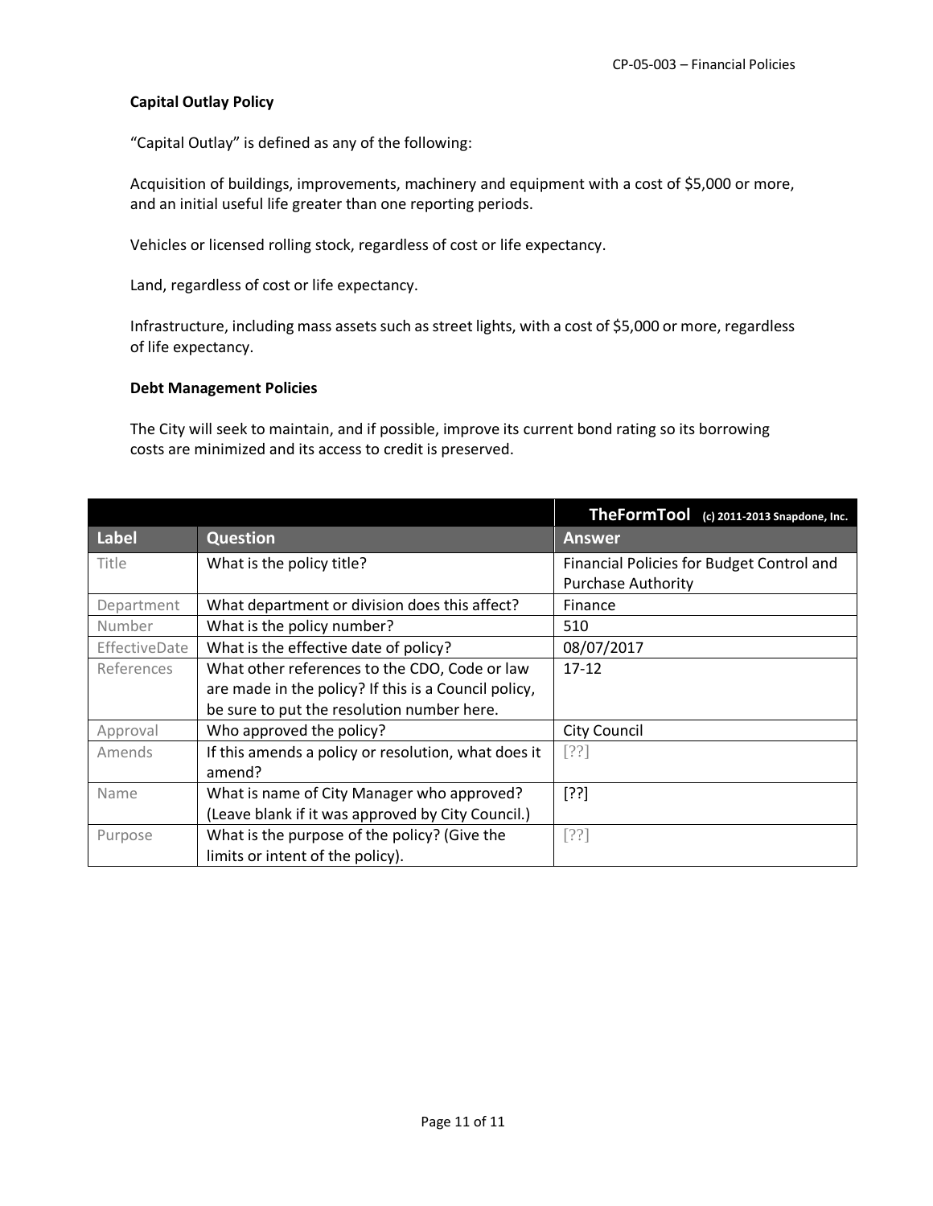### Capital Outlay Policy

"Capital Outlay" is defined as any of the following:

Acquisition of buildings, improvements, machinery and equipment with a cost of $5,000 or more, and an initial useful life greater than one reporting periods.

Vehicles or licensed rolling stock, regardless of cost or life expectancy.

Land, regardless of cost or life expectancy.

Infrastructure, including mass assets such as street lights, with a cost of $5,000 or more, regardless of life expectancy.

### Debt Management Policies

The City will seek to maintain, and if possible, improve its current bond rating so its borrowing costs are minimized and its access to credit is preserved.

| | | **TheFormTool** (c) 2011-2013 Snapdone, Inc. |
|---|---|---|
| **Label** | **Question** | **Answer** |
| Title | What is the policy title? | Financial Policies for Budget Control and Purchase Authority |
| Department | What department or division does this affect? | Finance |
| Number | What is the policy number? | 510 |
| EffectiveDate | What is the effective date of policy? | 08/07/2017 |
| References | What other references to the CDO, Code or law are made in the policy? If this is a Council policy, be sure to put the resolution number here. | 17-12 |
| Approval | Who approved the policy? | City Council |
| Amends | If this amends a policy or resolution, what does it amend? | [??] |
| Name | What is name of City Manager who approved? (Leave blank if it was approved by City Council.) | [??] |
| Purpose | What is the purpose of the policy? (Give the limits or intent of the policy). | [??] |